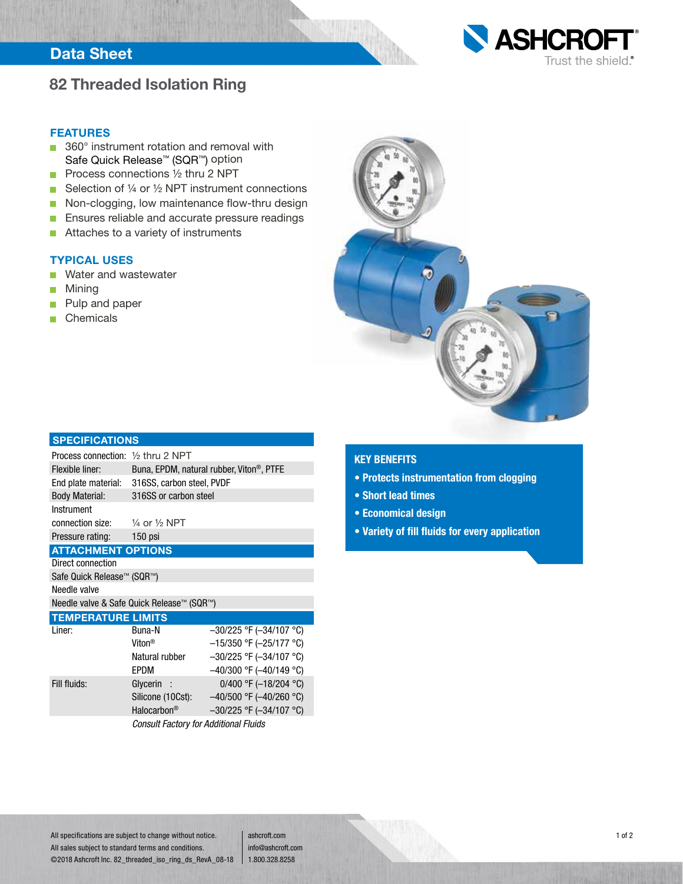# Data Sheet

## 82 Threaded Isolation Ring

### FEATURES

- 360° instrument rotation and removal with Safe Quick Release™ (SQR™) option
- Process connections ½ thru 2 NPT
- Selection of ¼ or ½ NPT instrument connections
- Non-clogging, low maintenance flow-thru design
- Ensures reliable and accurate pressure readings
- Attaches to a variety of instruments

### TYPICAL USES

- Water and wastewater
- Mining
- Pulp and paper
- Chemicals

### SPECIFICATIONS

| | |
|---|---|
| Process connection: | ½ thru 2 NPT |
| Flexible liner: | Buna, EPDM, natural rubber, Viton®, PTFE |
| End plate material: | 316SS, carbon steel, PVDF |
| Body Material: | 316SS or carbon steel |
| Instrument connection size: | ¼ or ½ NPT |
| Pressure rating: | 150 psi |

### ATTACHMENT OPTIONS

- Direct connection
- Safe Quick Release™ (SQR™)
- Needle valve
- Needle valve & Safe Quick Release™ (SQR™)

### TEMPERATURE LIMITS

| | | |
|---|---|---|
| Liner: | Buna-N | –30/225 °F (–34/107 °C) |
| | Viton® | –15/350 °F (–25/177 °C) |
| | Natural rubber | –30/225 °F (–34/107 °C) |
| | EPDM | –40/300 °F (–40/149 °C) |
| Fill fluids: | Glycerin : | 0/400 °F (–18/204 °C) |
| | Silicone (10Cst): | –40/500 °F (–40/260 °C) |
| | Halocarbon® | –30/225 °F (–34/107 °C) |

*Consult Factory for Additional Fluids*

### KEY BENEFITS

- **Protects instrumentation from clogging**
- **Short lead times**
- **Economical design**
- **Variety of fill fluids for every application**

All specifications are subject to change without notice.
All sales subject to standard terms and conditions.
©2018 Ashcroft Inc. 82_threaded_iso_ring_ds_RevA_08-18

ashcroft.com
info@ashcroft.com
1.800.328.8258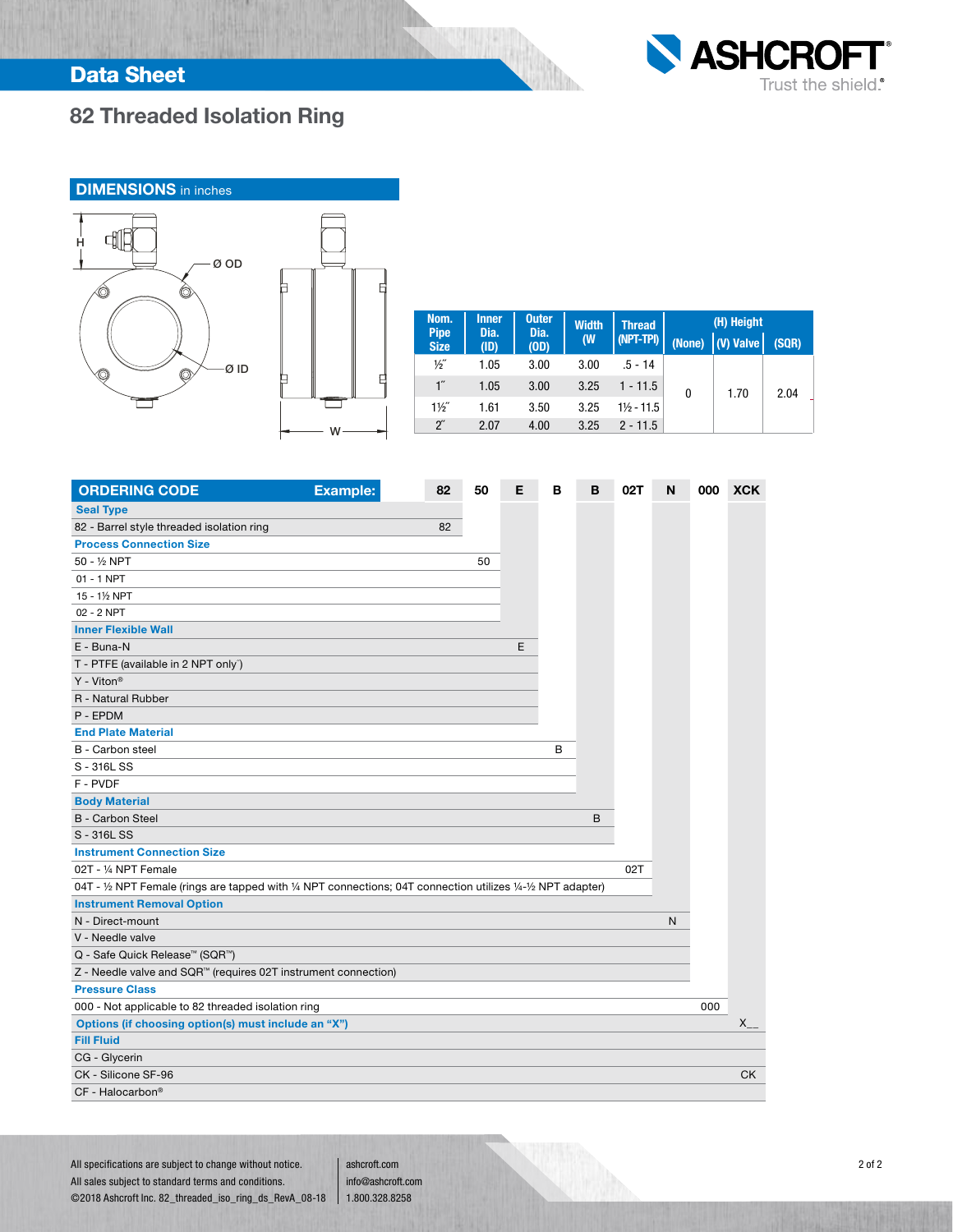Data Sheet

# 82 Threaded Isolation Ring

## DIMENSIONS in inches

H

Ø OD

Ø ID

W

| Nom. Pipe Size | Inner Dia. (ID) | Outer Dia. (OD) | Width (W | Thread (NPT-TPI) | (H) Height | | |
|---|---|---|---|---|---|---|---|
| | | | | | (None) | (V) Valve | (SQR) |
| ½˝ | 1.05 | 3.00 | 3.00 | .5 - 14 | 0 | 1.70 | 2.04 |
| 1˝ | 1.05 | 3.00 | 3.25 | 1 - 11.5 | | | |
| 1½˝ | 1.61 | 3.50 | 3.25 | 1½ - 11.5 | | | |
| 2˝ | 2.07 | 4.00 | 3.25 | 2 - 11.5 | | | |

## ORDERING CODE

| ORDERING CODE Example: | 82 | 50 | E | B | B | 02T | N | 000 | XCK |
|---|---|---|---|---|---|---|---|---|---|
| **Seal Type** | | | | | | | | | |
| 82 - Barrel style threaded isolation ring | 82 | | | | | | | | |
| **Process Connection Size** | | | | | | | | | |
| 50 - ½ NPT | | 50 | | | | | | | |
| 01 - 1 NPT | | | | | | | | | |
| 15 - 1½ NPT | | | | | | | | | |
| 02 - 2 NPT | | | | | | | | | |
| **Inner Flexible Wall** | | | | | | | | | |
| E - Buna-N | | | E | | | | | | |
| T - PTFE (available in 2 NPT only`) | | | | | | | | | |
| Y - Viton® | | | | | | | | | |
| R - Natural Rubber | | | | | | | | | |
| P - EPDM | | | | | | | | | |
| **End Plate Material** | | | | | | | | | |
| B - Carbon steel | | | | B | | | | | |
| S - 316L SS | | | | | | | | | |
| F - PVDF | | | | | | | | | |
| **Body Material** | | | | | | | | | |
| B - Carbon Steel | | | | | B | | | | |
| S - 316L SS | | | | | | | | | |
| **Instrument Connection Size** | | | | | | | | | |
| 02T - ¼ NPT Female | | | | | | 02T | | | |
| 04T - ½ NPT Female (rings are tapped with ¼ NPT connections; 04T connection utilizes ¼-½ NPT adapter) | | | | | | | | | |
| **Instrument Removal Option** | | | | | | | | | |
| N - Direct-mount | | | | | | | N | | |
| V - Needle valve | | | | | | | | | |
| Q - Safe Quick Release™ (SQR™) | | | | | | | | | |
| Z - Needle valve and SQR™ (requires 02T instrument connection) | | | | | | | | | |
| **Pressure Class** | | | | | | | | | |
| 000 - Not applicable to 82 threaded isolation ring | | | | | | | | 000 | |
| **Options (if choosing option(s) must include an "X")** | | | | | | | | | X__ |
| **Fill Fluid** | | | | | | | | | |
| CG - Glycerin | | | | | | | | | |
| CK - Silicone SF-96 | | | | | | | | | CK |
| CF - Halocarbon® | | | | | | | | | |

All specifications are subject to change without notice.
All sales subject to standard terms and conditions.
©2018 Ashcroft Inc. 82_threaded_iso_ring_ds_RevA_08-18

ashcroft.com
info@ashcroft.com
1.800.328.8258